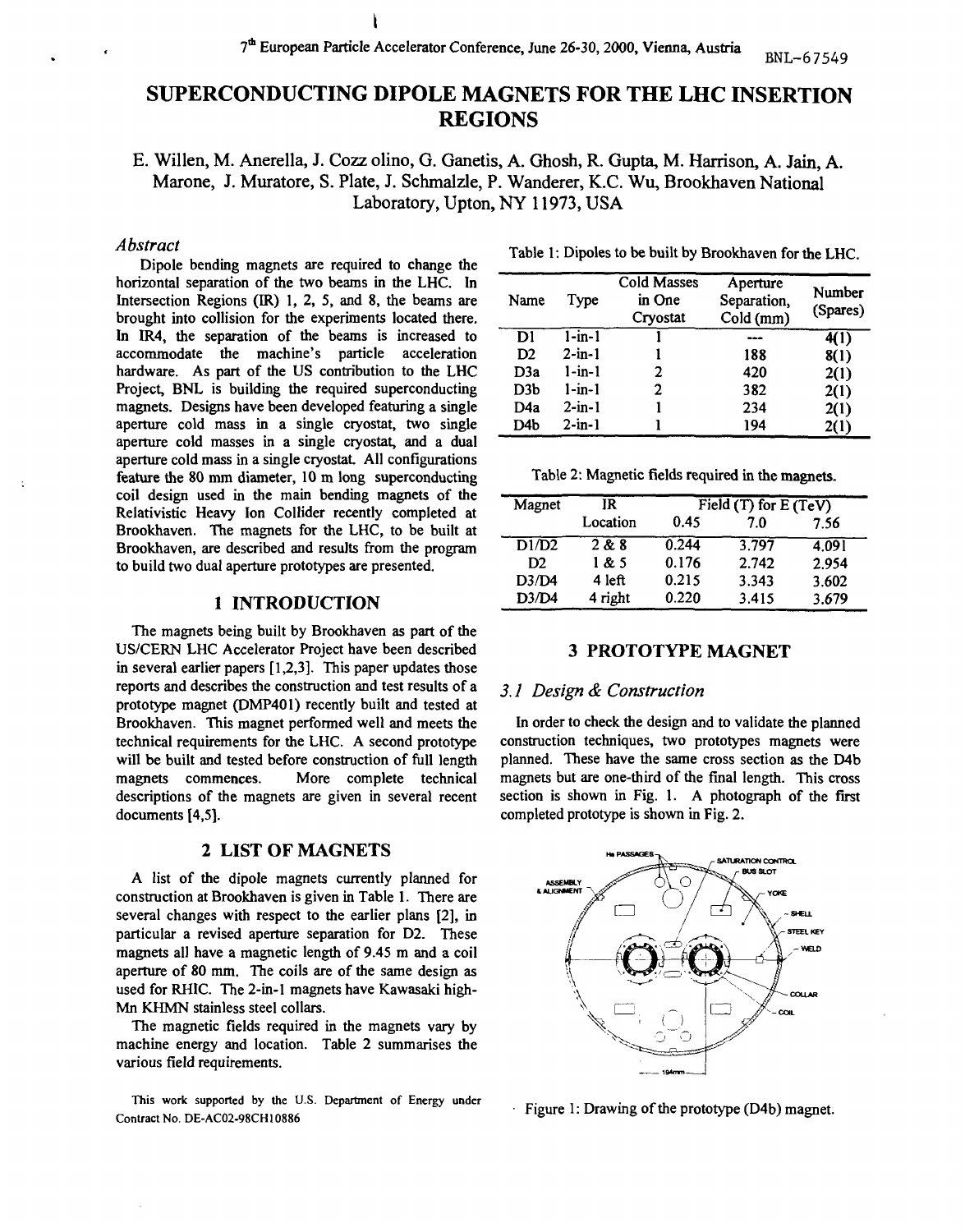# SUPERCONDUCTING DIPOLE MAGNETS FOR THE LHC INSERTION REGIONS

E. Willen, M. Anerella, J. Cozzolino, G. Ganetis, A. Ghosh, R. Gupta, M. Harrison, A. Jain, A. Marone, J. Muratore, S. Plate, J. Schmalzle, P. Wanderer, K.C. Wu, Brookhaven National Laboratory, Upton, NY 11973, USA

### *Abstract*

Dipole bending magnets are required to change the horizontal separation of the two beams in the LHC. In Intersection Regions (IR) 1, 2, 5, and 8, the beams are brought into collision for the experiments located there. In IR4, the separation of the beams is increased to accommodate the machine's particle acceleration hardware. As part of the US contribution to the LHC Project, BNL is building the required superconducting magnets. Designs have been developed featuring a single aperture cold mass in a single cryostat, two single aperture cold masses in a single cryostat, and a dual aperture cold mass in a single cryostat. All configurations feature the 80 mm diameter, 10 m long superconducting coil design used in the main bending magnets of the Relativistic Heavy Ion Collider recently completed at Brookhaven. The magnets for the LHC, to be built at Brookhaven, are described and results from the program to build two dual aperture prototypes are presented.

## 1 INTRODUCTION

The magnets being built by Brookhaven as part of the US/CERN LHC Accelerator Project have been described in several earlier papers [1,2,3]. This paper updates those reports and describes the construction and test results of a prototype magnet (DMP401) recently built and tested at Brookhaven. This magnet performed well and meets the technical requirements for the LHC. A second prototype will be built and tested before construction of full length magnets commences. More complete technical descriptions of the magnets are given in several recent documents [4,5].

## 2 LIST OF MAGNETS

A list of the dipole magnets currently planned for construction at Brookhaven is given in Table 1. There are several changes with respect to the earlier plans [2], in particular a revised aperture separation for D2. These magnets all have a magnetic length of 9.45 m and a coil aperture of 80 mm. The coils are of the same design as used for RHIC. The 2-in-1 magnets have Kawasaki high-Mn KHMN stainless steel collars.

The magnetic fields required in the magnets vary by machine energy and location. Table 2 summarises the various field requirements.

Table 1: Dipoles to be built by Brookhaven for the LHC.

| Name | Type | Cold Masses in One Cryostat | Aperture Separation, Cold (mm) | Number (Spares) |
|---|---|---|---|---|
| D1 | 1-in-1 | 1 | --- | 4(1) |
| D2 | 2-in-1 | 1 | 188 | 8(1) |
| D3a | 1-in-1 | 2 | 420 | 2(1) |
| D3b | 1-in-1 | 2 | 382 | 2(1) |
| D4a | 2-in-1 | 1 | 234 | 2(1) |
| D4b | 2-in-1 | 1 | 194 | 2(1) |

Table 2: Magnetic fields required in the magnets.

| Magnet | IR Location | Field (T) for E (TeV) | | |
|---|---|---|---|---|
| | | 0.45 | 7.0 | 7.56 |
| D1/D2 | 2 & 8 | 0.244 | 3.797 | 4.091 |
| D2 | 1 & 5 | 0.176 | 2.742 | 2.954 |
| D3/D4 | 4 left | 0.215 | 3.343 | 3.602 |
| D3/D4 | 4 right | 0.220 | 3.415 | 3.679 |

## 3 PROTOTYPE MAGNET

### *3.1 Design & Construction*

In order to check the design and to validate the planned construction techniques, two prototypes magnets were planned. These have the same cross section as the D4b magnets but are one-third of the final length. This cross section is shown in Fig. 1. A photograph of the first completed prototype is shown in Fig. 2.

Figure 1: Drawing of the prototype (D4b) magnet.

This work supported by the U.S. Department of Energy under Contract No. DE-AC02-98CH10886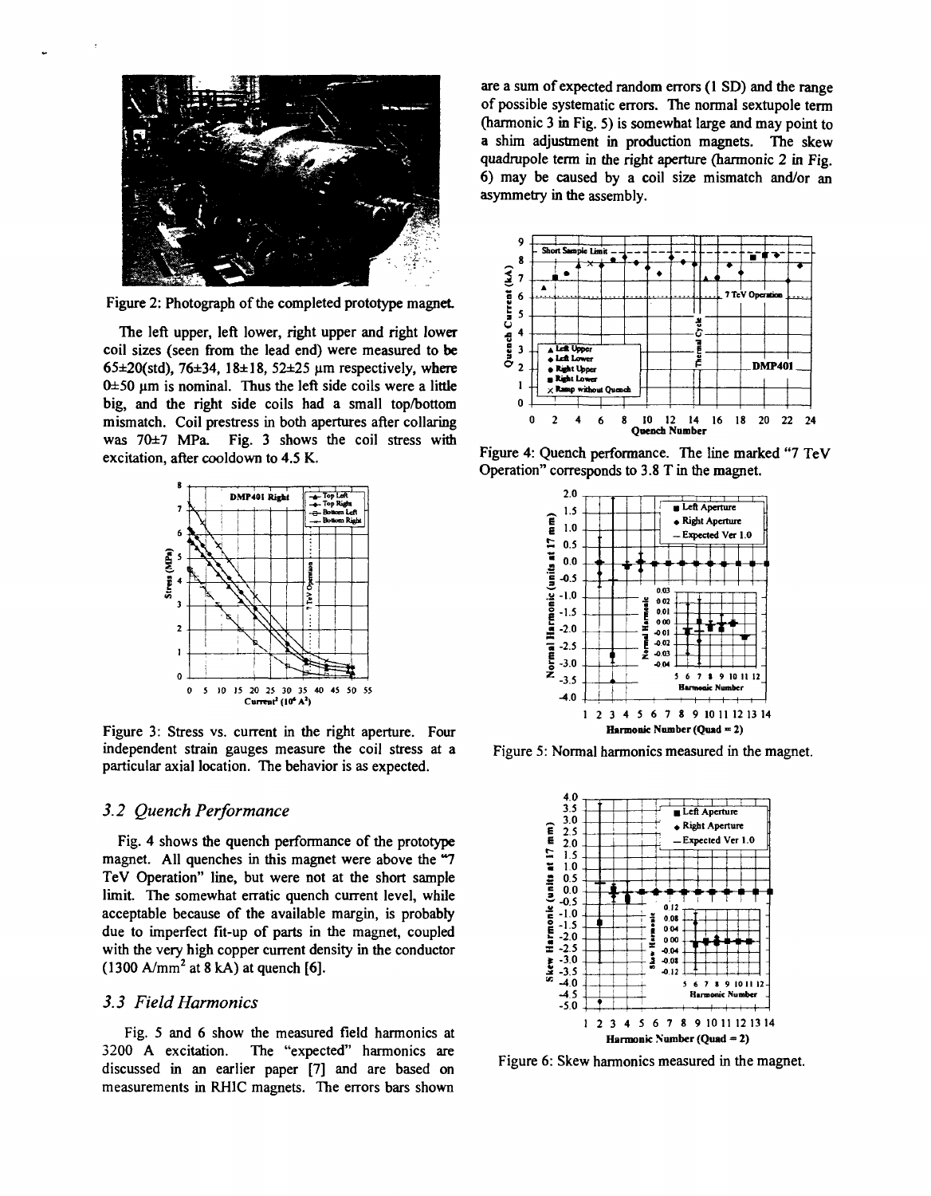Figure 2: Photograph of the completed prototype magnet.

The left upper, left lower, right upper and right lower coil sizes (seen from the lead end) were measured to be 65±20(std), 76±34, 18±18, 52±25 μm respectively, where 0±50 μm is nominal. Thus the left side coils were a little big, and the right side coils had a small top/bottom mismatch. Coil prestress in both apertures after collaring was 70±7 MPa. Fig. 3 shows the coil stress with excitation, after cooldown to 4.5 K.

Figure 3: Stress vs. current in the right aperture. Four independent strain gauges measure the coil stress at a particular axial location. The behavior is as expected.

### 3.2 Quench Performance

Fig. 4 shows the quench performance of the prototype magnet. All quenches in this magnet were above the "7 TeV Operation" line, but were not at the short sample limit. The somewhat erratic quench current level, while acceptable because of the available margin, is probably due to imperfect fit-up of parts in the magnet, coupled with the very high copper current density in the conductor (1300 A/mm$^2$ at 8 kA) at quench [6].

### 3.3 Field Harmonics

Fig. 5 and 6 show the measured field harmonics at 3200 A excitation. The "expected" harmonics are discussed in an earlier paper [7] and are based on measurements in RHIC magnets. The errors bars shown are a sum of expected random errors (1 SD) and the range of possible systematic errors. The normal sextupole term (harmonic 3 in Fig. 5) is somewhat large and may point to a shim adjustment in production magnets. The skew quadrupole term in the right aperture (harmonic 2 in Fig. 6) may be caused by a coil size mismatch and/or an asymmetry in the assembly.

Figure 4: Quench performance. The line marked "7 TeV Operation" corresponds to 3.8 T in the magnet.

Figure 5: Normal harmonics measured in the magnet.

Figure 6: Skew harmonics measured in the magnet.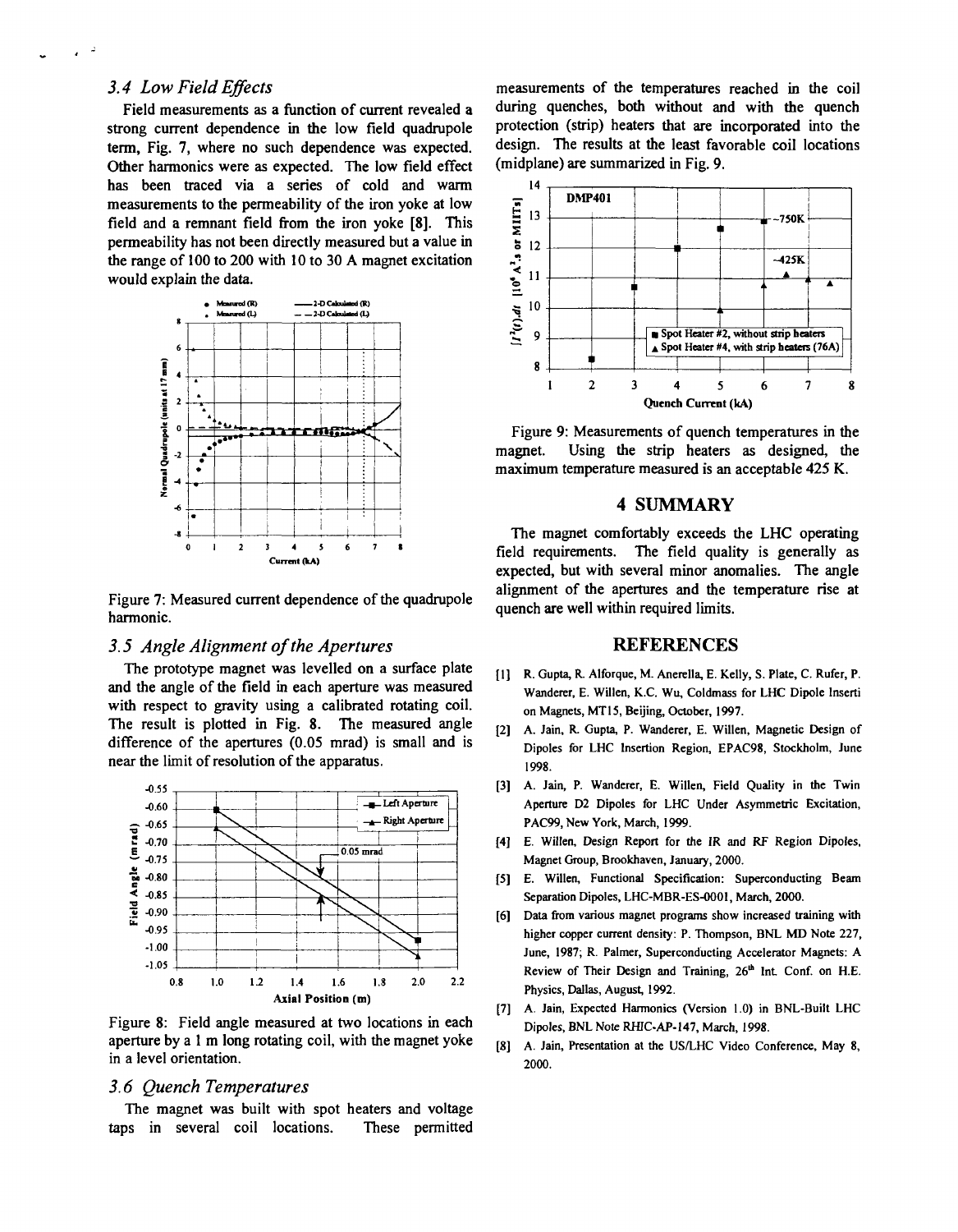### 3.4 Low Field Effects

Field measurements as a function of current revealed a strong current dependence in the low field quadrupole term, Fig. 7, where no such dependence was expected. Other harmonics were as expected. The low field effect has been traced via a series of cold and warm measurements to the permeability of the iron yoke at low field and a remnant field from the iron yoke [8]. This permeability has not been directly measured but a value in the range of 100 to 200 with 10 to 30 A magnet excitation would explain the data.

Measured (R)
Measured (L)
2-D Calculated (R)
2-D Calculated (L)
Normal Quadrupole (units at 17 mm)
Current (kA)

Figure 7: Measured current dependence of the quadrupole harmonic.

### 3.5 Angle Alignment of the Apertures

The prototype magnet was levelled on a surface plate and the angle of the field in each aperture was measured with respect to gravity using a calibrated rotating coil. The result is plotted in Fig. 8. The measured angle difference of the apertures (0.05 mrad) is small and is near the limit of resolution of the apparatus.

Left Aperture
Right Aperture
0.05 mrad
Field Angle (mrad)
Axial Position (m)

Figure 8: Field angle measured at two locations in each aperture by a 1 m long rotating coil, with the magnet yoke in a level orientation.

### 3.6 Quench Temperatures

The magnet was built with spot heaters and voltage taps in several coil locations. These permitted measurements of the temperatures reached in the coil during quenches, both without and with the quench protection (strip) heaters that are incorporated into the design. The results at the least favorable coil locations (midplane) are summarized in Fig. 9.

DMP401
~750K
~425K
Spot Heater #2, without strip heaters
Spot Heater #4, with strip heaters (76A)
$\int I^2(t).dt$ [$10^6$ $A^2$.s or MIITs]
Quench Current (kA)

Figure 9: Measurements of quench temperatures in the magnet. Using the strip heaters as designed, the maximum temperature measured is an acceptable 425 K.

## 4 SUMMARY

The magnet comfortably exceeds the LHC operating field requirements. The field quality is generally as expected, but with several minor anomalies. The angle alignment of the apertures and the temperature rise at quench are well within required limits.

## REFERENCES

[1] R. Gupta, R. Alforque, M. Anerella, E. Kelly, S. Plate, C. Rufer, P. Wanderer, E. Willen, K.C. Wu, Coldmass for LHC Dipole Inserti on Magnets, MT15, Beijing, October, 1997.

[2] A. Jain, R. Gupta, P. Wanderer, E. Willen, Magnetic Design of Dipoles for LHC Insertion Region, EPAC98, Stockholm, June 1998.

[3] A. Jain, P. Wanderer, E. Willen, Field Quality in the Twin Aperture D2 Dipoles for LHC Under Asymmetric Excitation, PAC99, New York, March, 1999.

[4] E. Willen, Design Report for the IR and RF Region Dipoles, Magnet Group, Brookhaven, January, 2000.

[5] E. Willen, Functional Specification: Superconducting Beam Separation Dipoles, LHC-MBR-ES-0001, March, 2000.

[6] Data from various magnet programs show increased training with higher copper current density: P. Thompson, BNL MD Note 227, June, 1987; R. Palmer, Superconducting Accelerator Magnets: A Review of Their Design and Training, 26th Int. Conf. on H.E. Physics, Dallas, August, 1992.

[7] A. Jain, Expected Harmonics (Version 1.0) in BNL-Built LHC Dipoles, BNL Note RHIC-AP-147, March, 1998.

[8] A. Jain, Presentation at the US/LHC Video Conference, May 8, 2000.